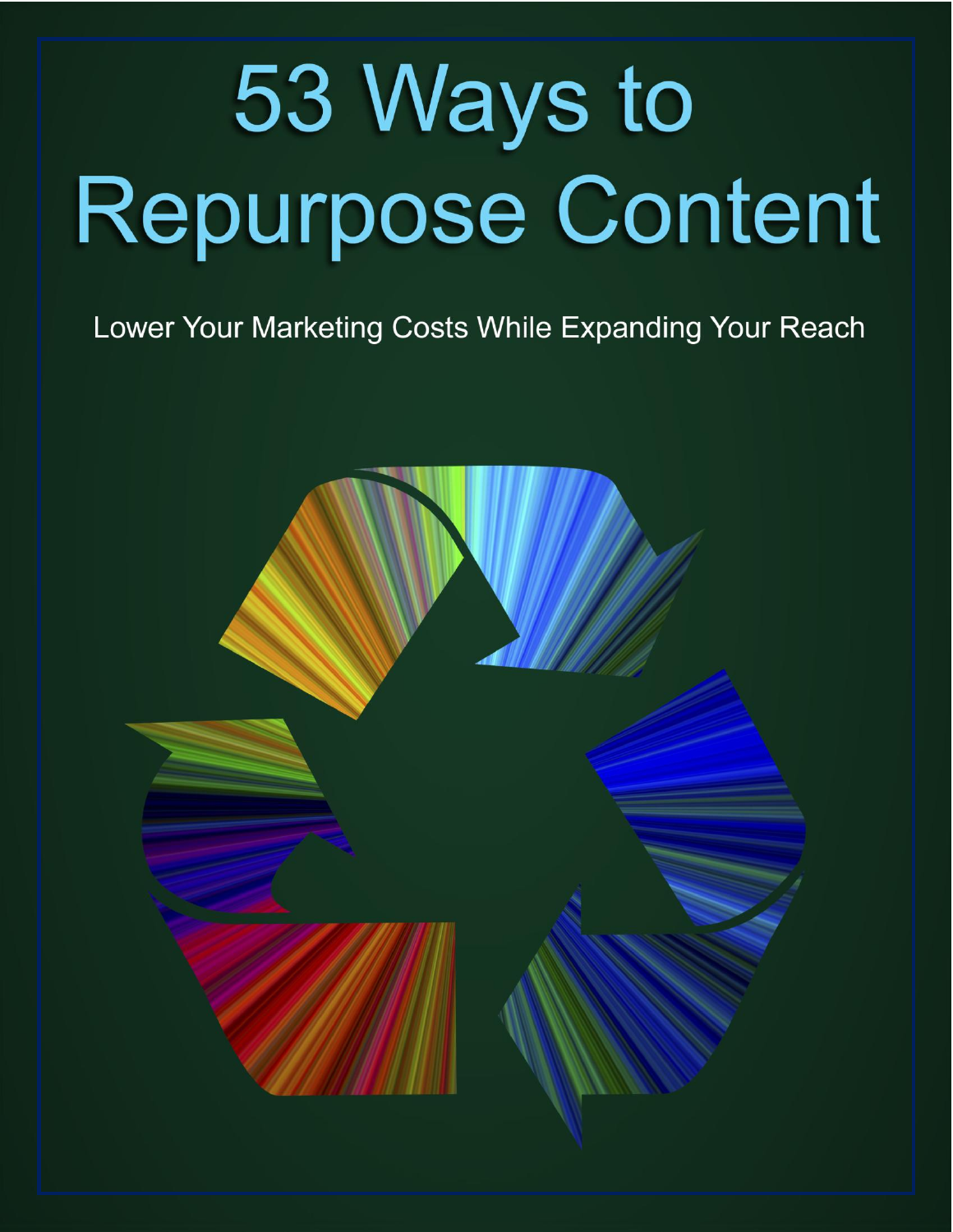# 53 Ways to Repurpose Content

Lower Your Marketing Costs While Expanding Your Reach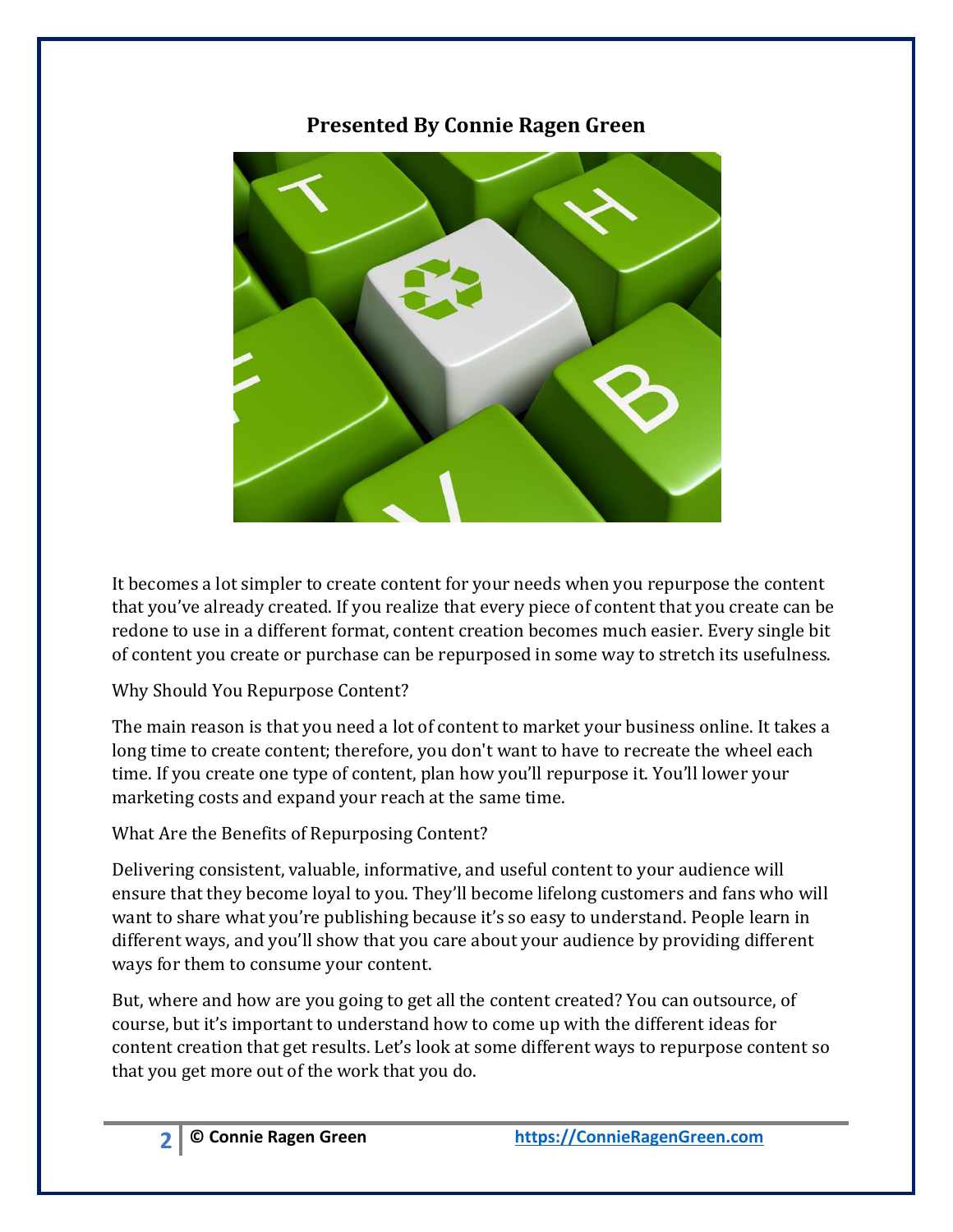**Presented By Connie Ragen Green**

It becomes a lot simpler to create content for your needs when you repurpose the content that you've already created. If you realize that every piece of content that you create can be redone to use in a different format, content creation becomes much easier. Every single bit of content you create or purchase can be repurposed in some way to stretch its usefulness.

Why Should You Repurpose Content?

The main reason is that you need a lot of content to market your business online. It takes a long time to create content; therefore, you don't want to have to recreate the wheel each time. If you create one type of content, plan how you'll repurpose it. You'll lower your marketing costs and expand your reach at the same time.

What Are the Benefits of Repurposing Content?

Delivering consistent, valuable, informative, and useful content to your audience will ensure that they become loyal to you. They'll become lifelong customers and fans who will want to share what you're publishing because it's so easy to understand. People learn in different ways, and you'll show that you care about your audience by providing different ways for them to consume your content.

But, where and how are you going to get all the content created? You can outsource, of course, but it's important to understand how to come up with the different ideas for content creation that get results. Let's look at some different ways to repurpose content so that you get more out of the work that you do.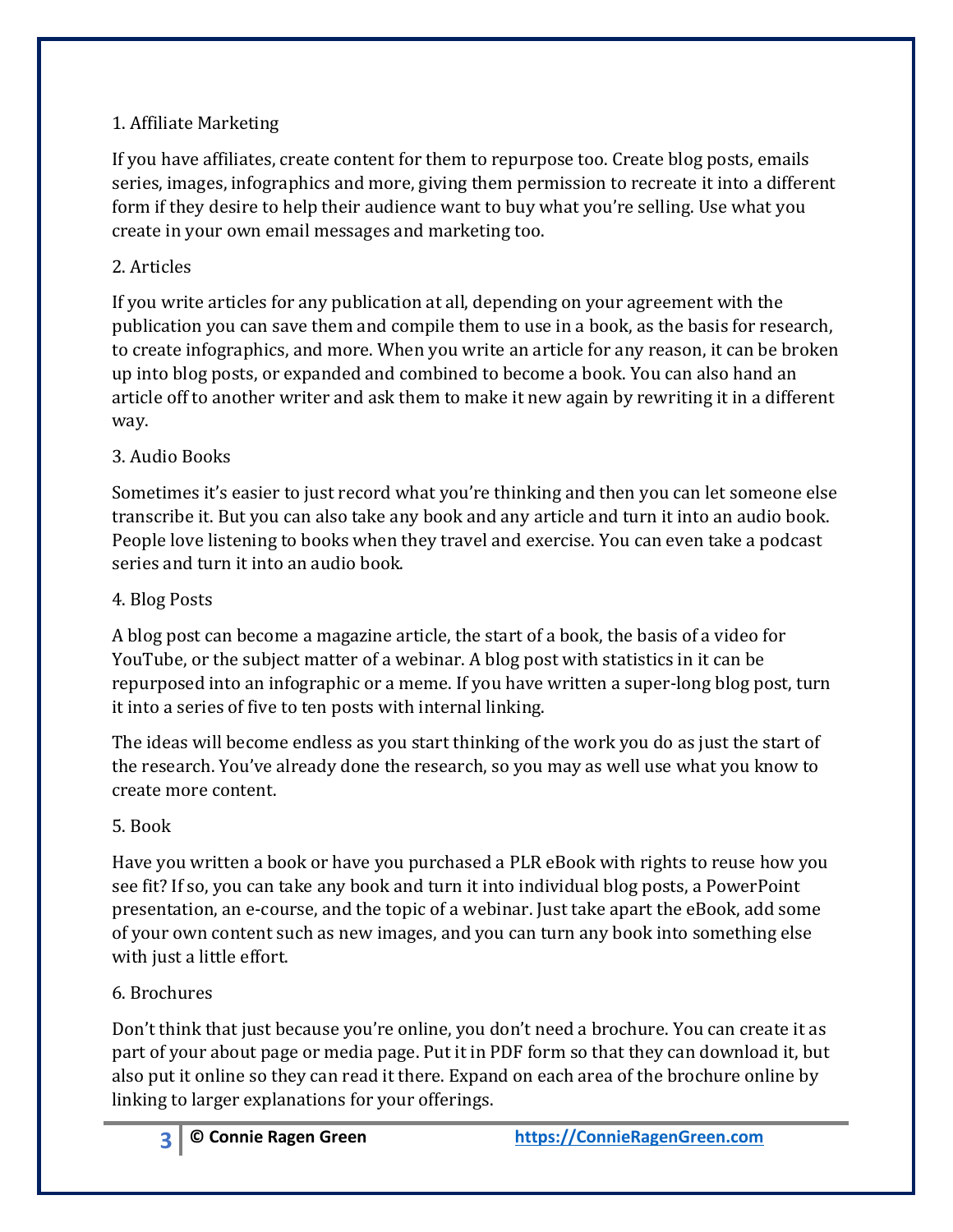1. Affiliate Marketing

If you have affiliates, create content for them to repurpose too. Create blog posts, emails series, images, infographics and more, giving them permission to recreate it into a different form if they desire to help their audience want to buy what you're selling. Use what you create in your own email messages and marketing too.

2. Articles

If you write articles for any publication at all, depending on your agreement with the publication you can save them and compile them to use in a book, as the basis for research, to create infographics, and more. When you write an article for any reason, it can be broken up into blog posts, or expanded and combined to become a book. You can also hand an article off to another writer and ask them to make it new again by rewriting it in a different way.

3. Audio Books

Sometimes it's easier to just record what you're thinking and then you can let someone else transcribe it. But you can also take any book and any article and turn it into an audio book. People love listening to books when they travel and exercise. You can even take a podcast series and turn it into an audio book.

4. Blog Posts

A blog post can become a magazine article, the start of a book, the basis of a video for YouTube, or the subject matter of a webinar. A blog post with statistics in it can be repurposed into an infographic or a meme. If you have written a super-long blog post, turn it into a series of five to ten posts with internal linking.

The ideas will become endless as you start thinking of the work you do as just the start of the research. You've already done the research, so you may as well use what you know to create more content.

5. Book

Have you written a book or have you purchased a PLR eBook with rights to reuse how you see fit? If so, you can take any book and turn it into individual blog posts, a PowerPoint presentation, an e-course, and the topic of a webinar. Just take apart the eBook, add some of your own content such as new images, and you can turn any book into something else with just a little effort.

6. Brochures

Don't think that just because you're online, you don't need a brochure. You can create it as part of your about page or media page. Put it in PDF form so that they can download it, but also put it online so they can read it there. Expand on each area of the brochure online by linking to larger explanations for your offerings.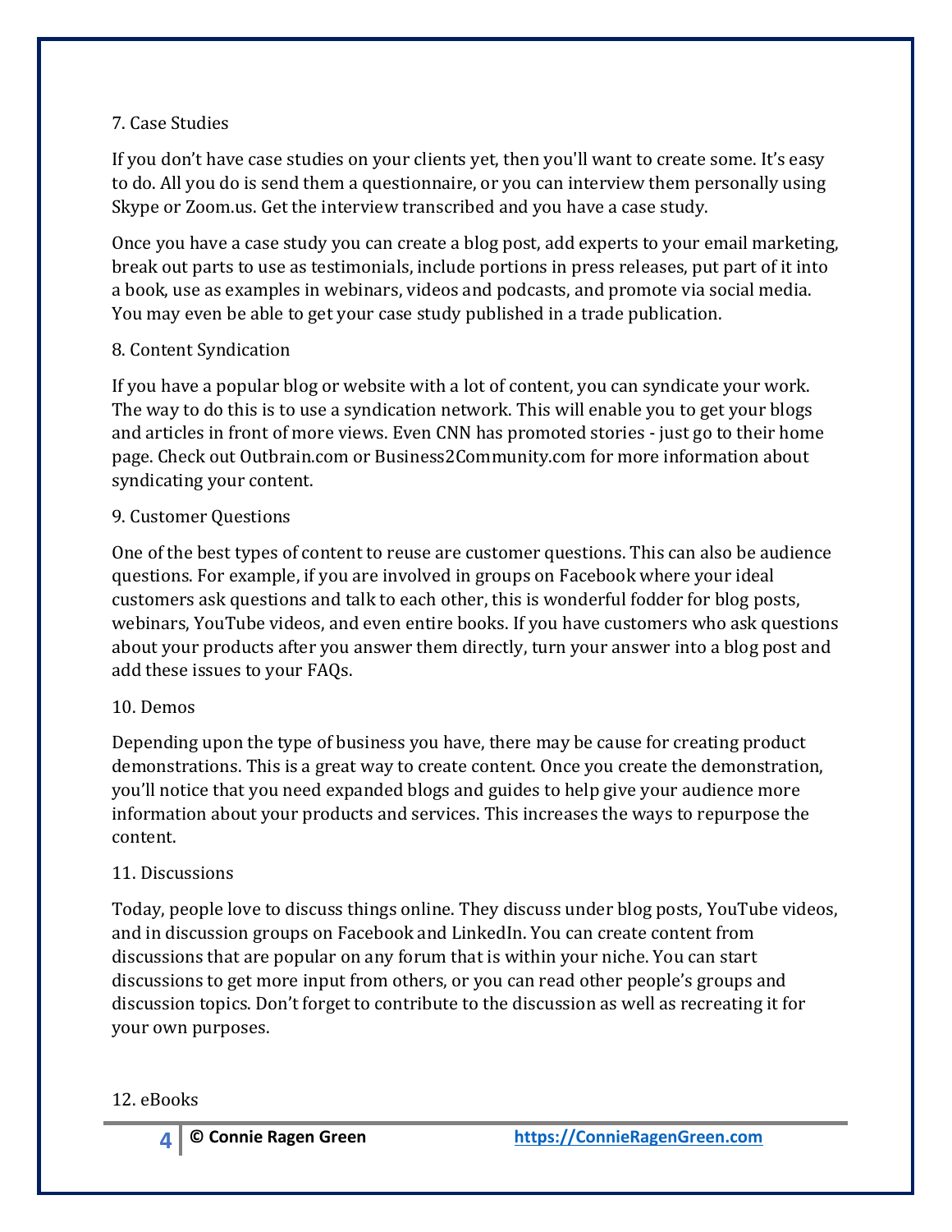7. Case Studies

If you don't have case studies on your clients yet, then you'll want to create some. It's easy to do. All you do is send them a questionnaire, or you can interview them personally using Skype or Zoom.us. Get the interview transcribed and you have a case study.

Once you have a case study you can create a blog post, add experts to your email marketing, break out parts to use as testimonials, include portions in press releases, put part of it into a book, use as examples in webinars, videos and podcasts, and promote via social media. You may even be able to get your case study published in a trade publication.

8. Content Syndication

If you have a popular blog or website with a lot of content, you can syndicate your work. The way to do this is to use a syndication network. This will enable you to get your blogs and articles in front of more views. Even CNN has promoted stories - just go to their home page. Check out Outbrain.com or Business2Community.com for more information about syndicating your content.

9. Customer Questions

One of the best types of content to reuse are customer questions. This can also be audience questions. For example, if you are involved in groups on Facebook where your ideal customers ask questions and talk to each other, this is wonderful fodder for blog posts, webinars, YouTube videos, and even entire books. If you have customers who ask questions about your products after you answer them directly, turn your answer into a blog post and add these issues to your FAQs.

10. Demos

Depending upon the type of business you have, there may be cause for creating product demonstrations. This is a great way to create content. Once you create the demonstration, you'll notice that you need expanded blogs and guides to help give your audience more information about your products and services. This increases the ways to repurpose the content.

11. Discussions

Today, people love to discuss things online. They discuss under blog posts, YouTube videos, and in discussion groups on Facebook and LinkedIn. You can create content from discussions that are popular on any forum that is within your niche. You can start discussions to get more input from others, or you can read other people's groups and discussion topics. Don't forget to contribute to the discussion as well as recreating it for your own purposes.

12. eBooks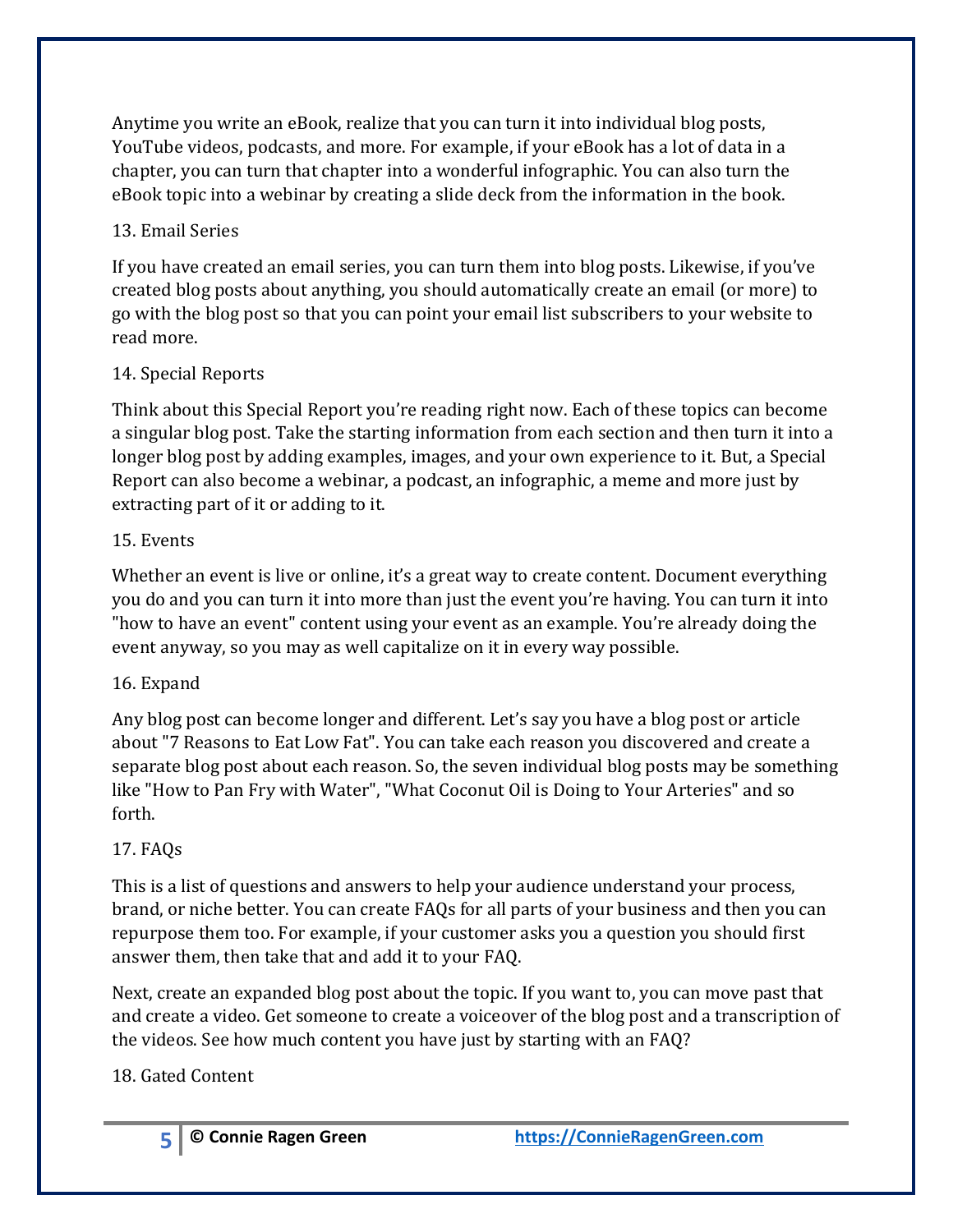Anytime you write an eBook, realize that you can turn it into individual blog posts, YouTube videos, podcasts, and more. For example, if your eBook has a lot of data in a chapter, you can turn that chapter into a wonderful infographic. You can also turn the eBook topic into a webinar by creating a slide deck from the information in the book.

13. Email Series

If you have created an email series, you can turn them into blog posts. Likewise, if you've created blog posts about anything, you should automatically create an email (or more) to go with the blog post so that you can point your email list subscribers to your website to read more.

14. Special Reports

Think about this Special Report you're reading right now. Each of these topics can become a singular blog post. Take the starting information from each section and then turn it into a longer blog post by adding examples, images, and your own experience to it. But, a Special Report can also become a webinar, a podcast, an infographic, a meme and more just by extracting part of it or adding to it.

15. Events

Whether an event is live or online, it's a great way to create content. Document everything you do and you can turn it into more than just the event you're having. You can turn it into "how to have an event" content using your event as an example. You're already doing the event anyway, so you may as well capitalize on it in every way possible.

16. Expand

Any blog post can become longer and different. Let's say you have a blog post or article about "7 Reasons to Eat Low Fat". You can take each reason you discovered and create a separate blog post about each reason. So, the seven individual blog posts may be something like "How to Pan Fry with Water", "What Coconut Oil is Doing to Your Arteries" and so forth.

17. FAQs

This is a list of questions and answers to help your audience understand your process, brand, or niche better. You can create FAQs for all parts of your business and then you can repurpose them too. For example, if your customer asks you a question you should first answer them, then take that and add it to your FAQ.

Next, create an expanded blog post about the topic. If you want to, you can move past that and create a video. Get someone to create a voiceover of the blog post and a transcription of the videos. See how much content you have just by starting with an FAQ?

18. Gated Content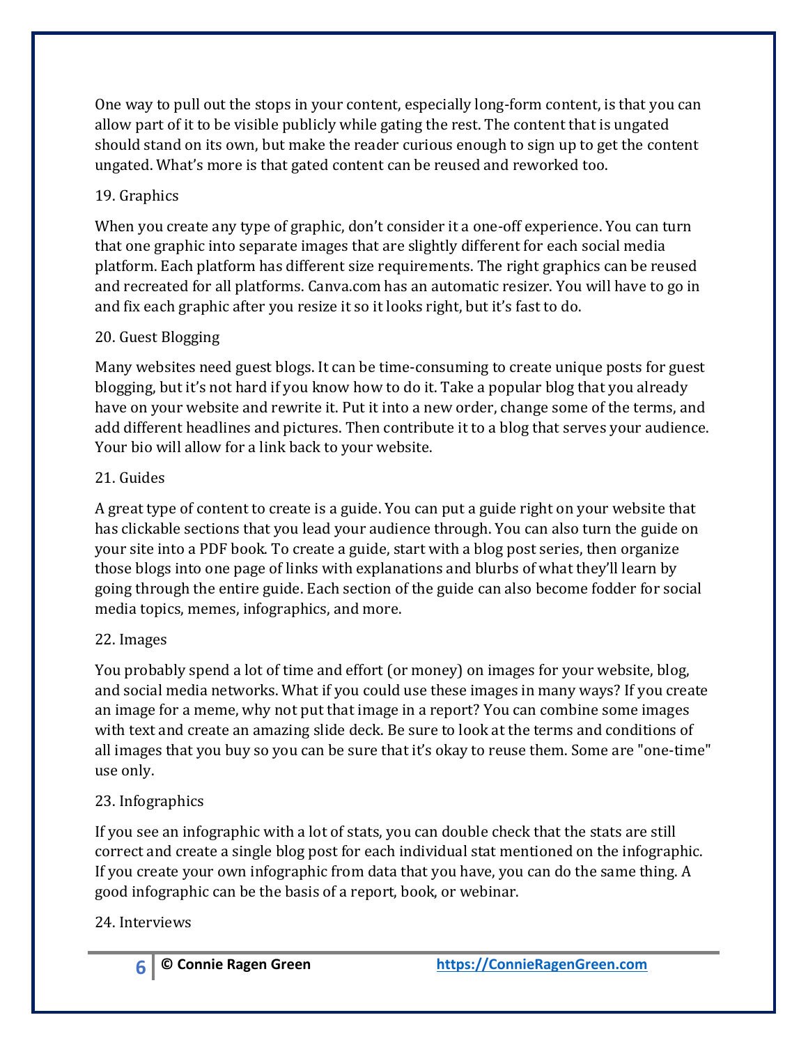One way to pull out the stops in your content, especially long-form content, is that you can allow part of it to be visible publicly while gating the rest. The content that is ungated should stand on its own, but make the reader curious enough to sign up to get the content ungated. What's more is that gated content can be reused and reworked too.

19. Graphics

When you create any type of graphic, don't consider it a one-off experience. You can turn that one graphic into separate images that are slightly different for each social media platform. Each platform has different size requirements. The right graphics can be reused and recreated for all platforms. Canva.com has an automatic resizer. You will have to go in and fix each graphic after you resize it so it looks right, but it's fast to do.

20. Guest Blogging

Many websites need guest blogs. It can be time-consuming to create unique posts for guest blogging, but it's not hard if you know how to do it. Take a popular blog that you already have on your website and rewrite it. Put it into a new order, change some of the terms, and add different headlines and pictures. Then contribute it to a blog that serves your audience. Your bio will allow for a link back to your website.

21. Guides

A great type of content to create is a guide. You can put a guide right on your website that has clickable sections that you lead your audience through. You can also turn the guide on your site into a PDF book. To create a guide, start with a blog post series, then organize those blogs into one page of links with explanations and blurbs of what they'll learn by going through the entire guide. Each section of the guide can also become fodder for social media topics, memes, infographics, and more.

22. Images

You probably spend a lot of time and effort (or money) on images for your website, blog, and social media networks. What if you could use these images in many ways? If you create an image for a meme, why not put that image in a report? You can combine some images with text and create an amazing slide deck. Be sure to look at the terms and conditions of all images that you buy so you can be sure that it's okay to reuse them. Some are "one-time" use only.

23. Infographics

If you see an infographic with a lot of stats, you can double check that the stats are still correct and create a single blog post for each individual stat mentioned on the infographic. If you create your own infographic from data that you have, you can do the same thing. A good infographic can be the basis of a report, book, or webinar.

24. Interviews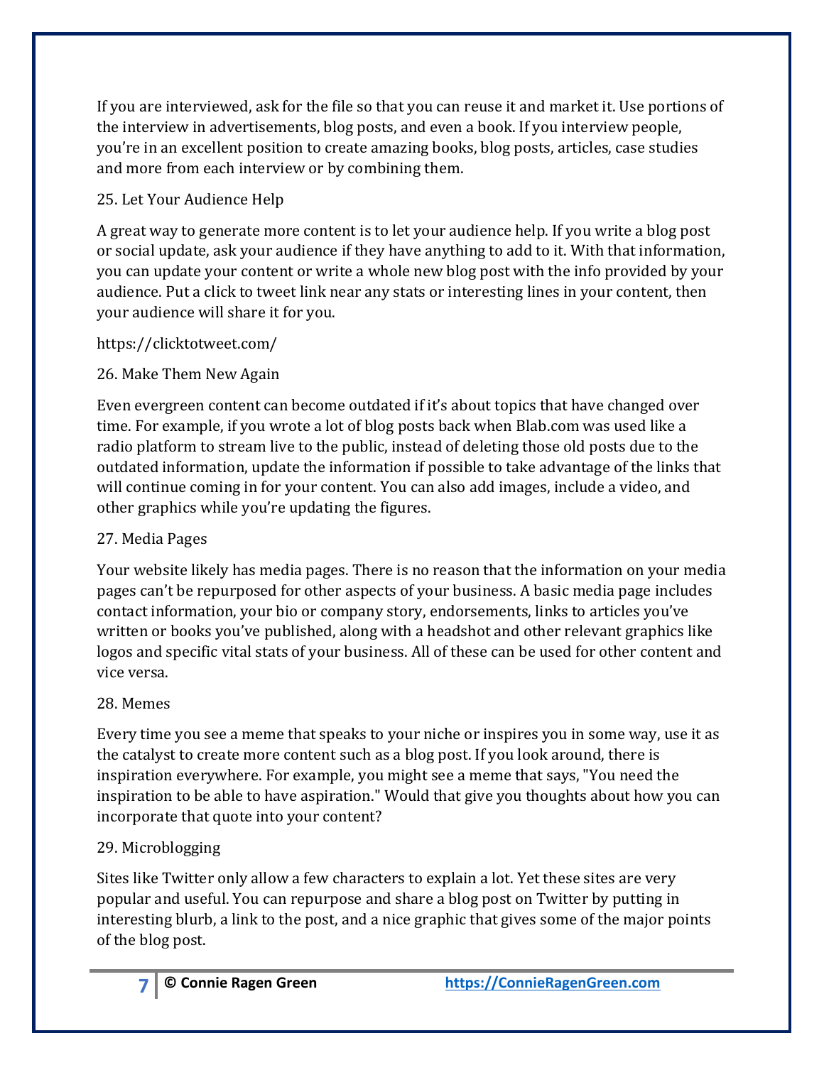If you are interviewed, ask for the file so that you can reuse it and market it. Use portions of the interview in advertisements, blog posts, and even a book. If you interview people, you're in an excellent position to create amazing books, blog posts, articles, case studies and more from each interview or by combining them.

25. Let Your Audience Help

A great way to generate more content is to let your audience help. If you write a blog post or social update, ask your audience if they have anything to add to it. With that information, you can update your content or write a whole new blog post with the info provided by your audience. Put a click to tweet link near any stats or interesting lines in your content, then your audience will share it for you.

https://clicktotweet.com/

26. Make Them New Again

Even evergreen content can become outdated if it's about topics that have changed over time. For example, if you wrote a lot of blog posts back when Blab.com was used like a radio platform to stream live to the public, instead of deleting those old posts due to the outdated information, update the information if possible to take advantage of the links that will continue coming in for your content. You can also add images, include a video, and other graphics while you're updating the figures.

27. Media Pages

Your website likely has media pages. There is no reason that the information on your media pages can't be repurposed for other aspects of your business. A basic media page includes contact information, your bio or company story, endorsements, links to articles you've written or books you've published, along with a headshot and other relevant graphics like logos and specific vital stats of your business. All of these can be used for other content and vice versa.

28. Memes

Every time you see a meme that speaks to your niche or inspires you in some way, use it as the catalyst to create more content such as a blog post. If you look around, there is inspiration everywhere. For example, you might see a meme that says, "You need the inspiration to be able to have aspiration." Would that give you thoughts about how you can incorporate that quote into your content?

29. Microblogging

Sites like Twitter only allow a few characters to explain a lot. Yet these sites are very popular and useful. You can repurpose and share a blog post on Twitter by putting in interesting blurb, a link to the post, and a nice graphic that gives some of the major points of the blog post.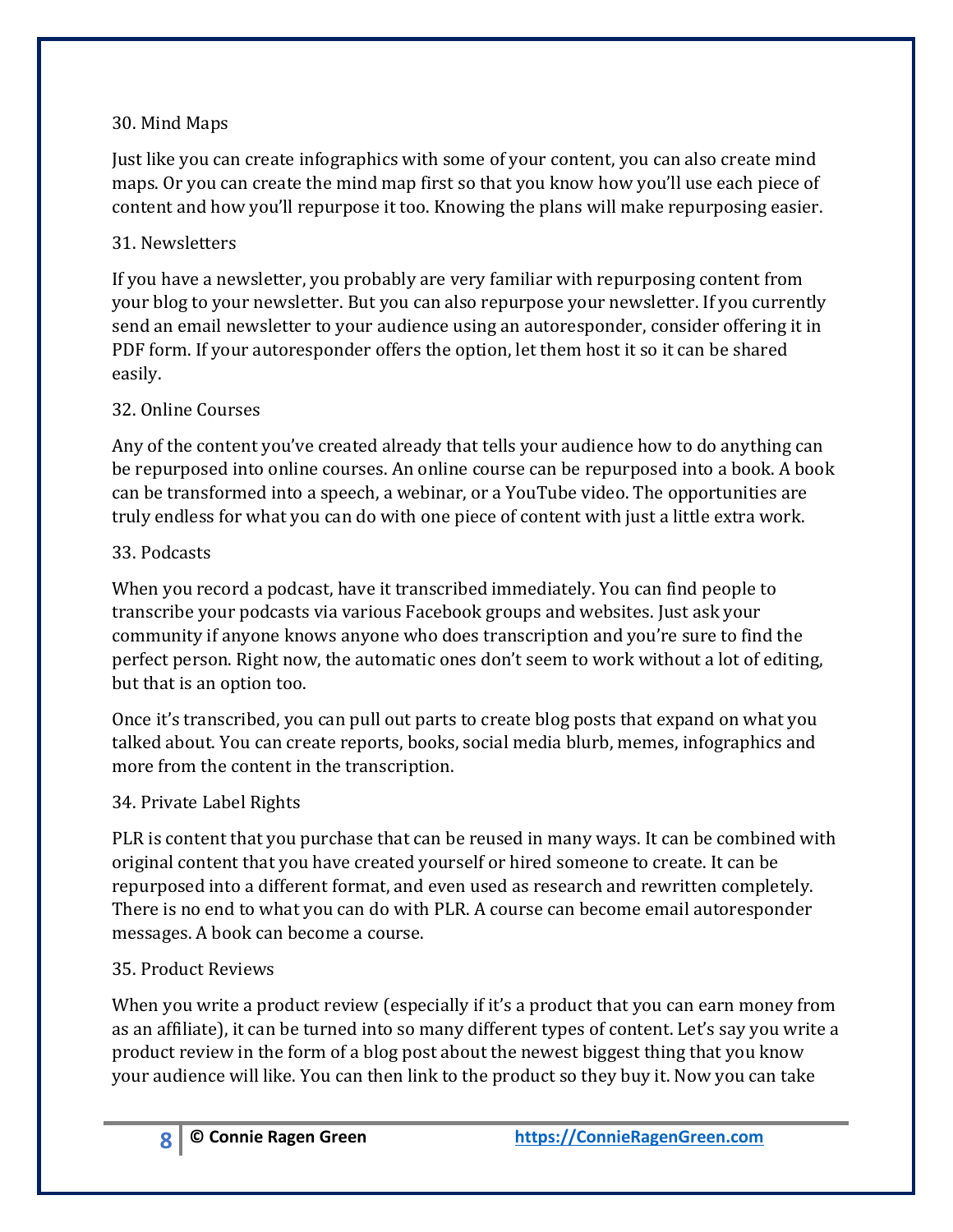30. Mind Maps

Just like you can create infographics with some of your content, you can also create mind maps. Or you can create the mind map first so that you know how you'll use each piece of content and how you'll repurpose it too. Knowing the plans will make repurposing easier.

31. Newsletters

If you have a newsletter, you probably are very familiar with repurposing content from your blog to your newsletter. But you can also repurpose your newsletter. If you currently send an email newsletter to your audience using an autoresponder, consider offering it in PDF form. If your autoresponder offers the option, let them host it so it can be shared easily.

32. Online Courses

Any of the content you've created already that tells your audience how to do anything can be repurposed into online courses. An online course can be repurposed into a book. A book can be transformed into a speech, a webinar, or a YouTube video. The opportunities are truly endless for what you can do with one piece of content with just a little extra work.

33. Podcasts

When you record a podcast, have it transcribed immediately. You can find people to transcribe your podcasts via various Facebook groups and websites. Just ask your community if anyone knows anyone who does transcription and you're sure to find the perfect person. Right now, the automatic ones don't seem to work without a lot of editing, but that is an option too.

Once it's transcribed, you can pull out parts to create blog posts that expand on what you talked about. You can create reports, books, social media blurb, memes, infographics and more from the content in the transcription.

34. Private Label Rights

PLR is content that you purchase that can be reused in many ways. It can be combined with original content that you have created yourself or hired someone to create. It can be repurposed into a different format, and even used as research and rewritten completely. There is no end to what you can do with PLR. A course can become email autoresponder messages. A book can become a course.

35. Product Reviews

When you write a product review (especially if it's a product that you can earn money from as an affiliate), it can be turned into so many different types of content. Let's say you write a product review in the form of a blog post about the newest biggest thing that you know your audience will like. You can then link to the product so they buy it. Now you can take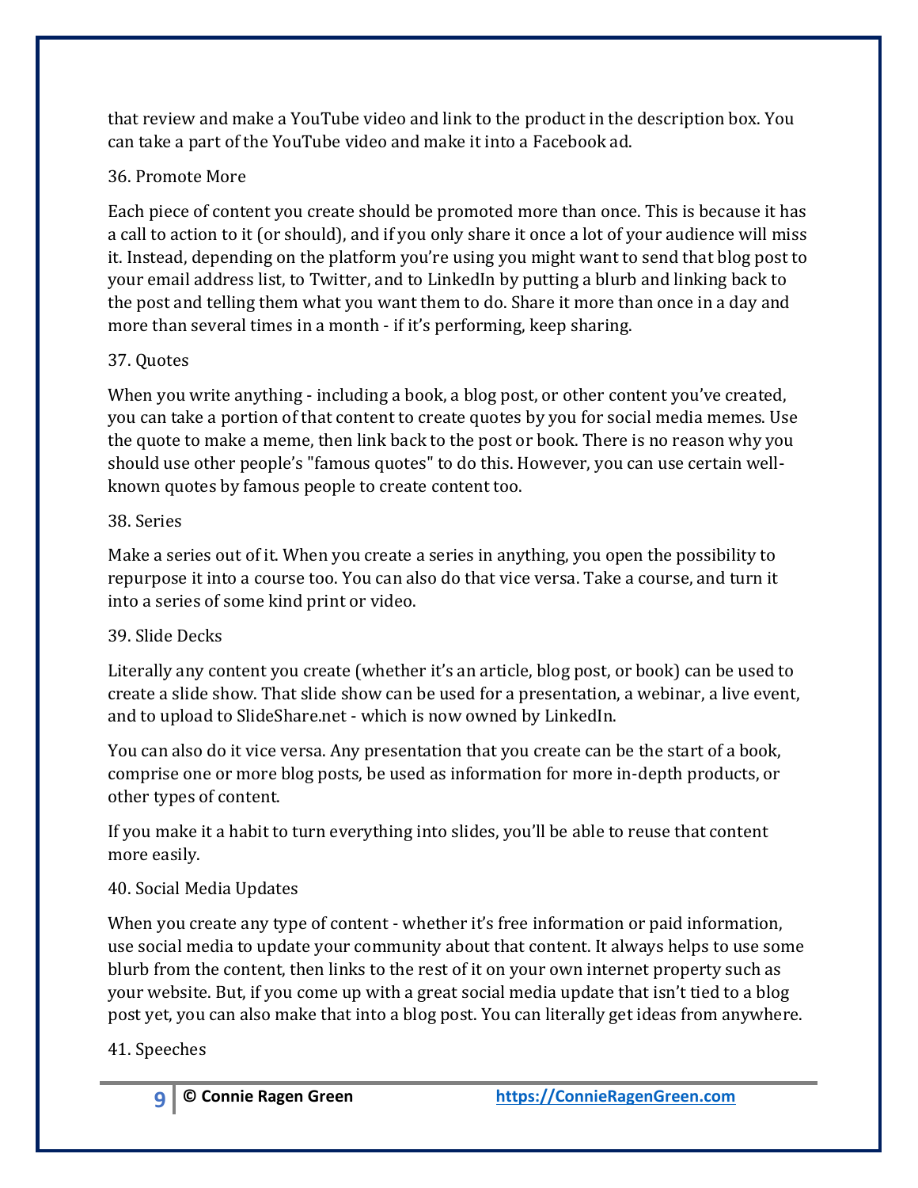that review and make a YouTube video and link to the product in the description box. You can take a part of the YouTube video and make it into a Facebook ad.

36. Promote More

Each piece of content you create should be promoted more than once. This is because it has a call to action to it (or should), and if you only share it once a lot of your audience will miss it. Instead, depending on the platform you're using you might want to send that blog post to your email address list, to Twitter, and to LinkedIn by putting a blurb and linking back to the post and telling them what you want them to do. Share it more than once in a day and more than several times in a month - if it's performing, keep sharing.

37. Quotes

When you write anything - including a book, a blog post, or other content you've created, you can take a portion of that content to create quotes by you for social media memes. Use the quote to make a meme, then link back to the post or book. There is no reason why you should use other people's "famous quotes" to do this. However, you can use certain well-known quotes by famous people to create content too.

38. Series

Make a series out of it. When you create a series in anything, you open the possibility to repurpose it into a course too. You can also do that vice versa. Take a course, and turn it into a series of some kind print or video.

39. Slide Decks

Literally any content you create (whether it's an article, blog post, or book) can be used to create a slide show. That slide show can be used for a presentation, a webinar, a live event, and to upload to SlideShare.net - which is now owned by LinkedIn.

You can also do it vice versa. Any presentation that you create can be the start of a book, comprise one or more blog posts, be used as information for more in-depth products, or other types of content.

If you make it a habit to turn everything into slides, you'll be able to reuse that content more easily.

40. Social Media Updates

When you create any type of content - whether it's free information or paid information, use social media to update your community about that content. It always helps to use some blurb from the content, then links to the rest of it on your own internet property such as your website. But, if you come up with a great social media update that isn't tied to a blog post yet, you can also make that into a blog post. You can literally get ideas from anywhere.

41. Speeches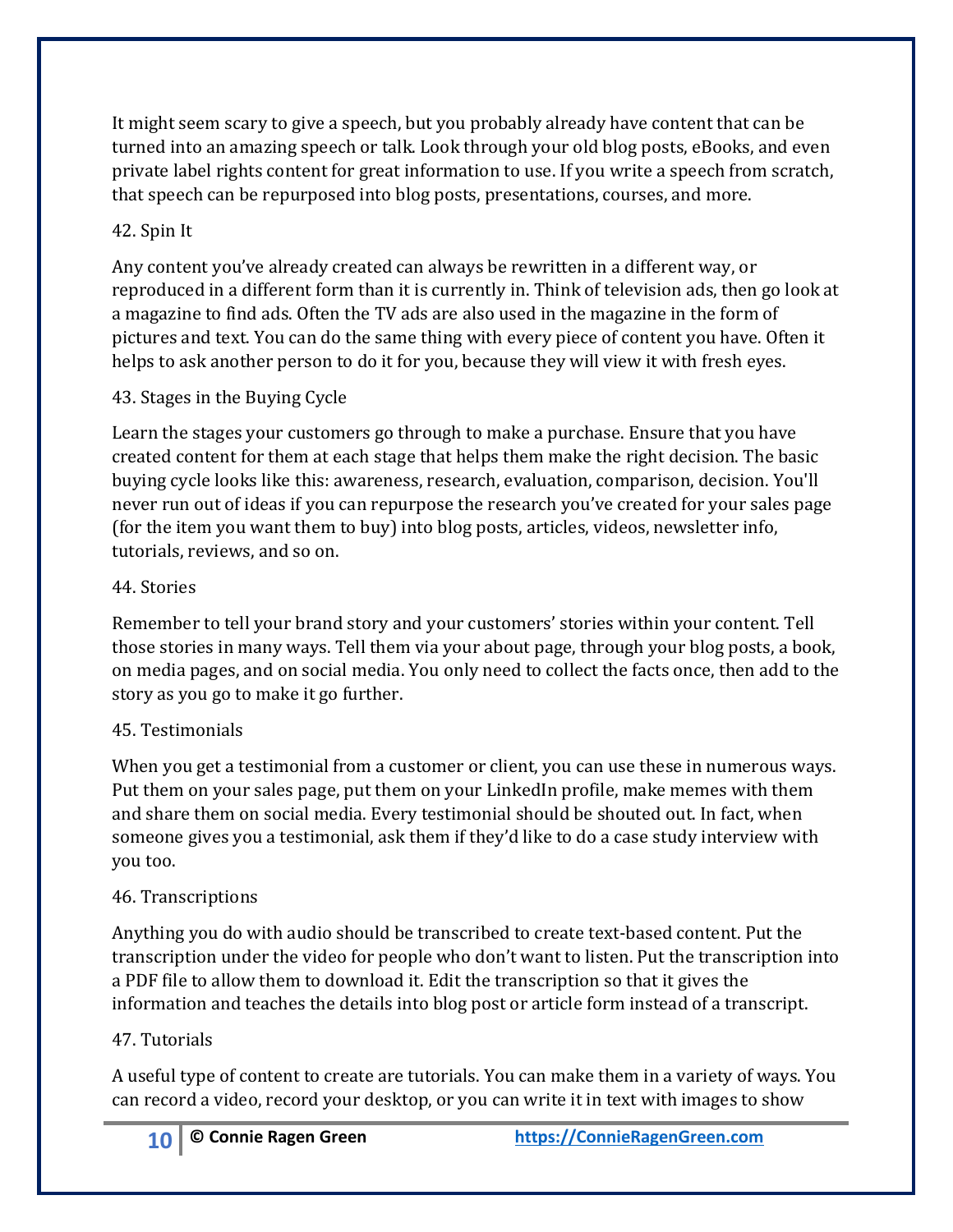It might seem scary to give a speech, but you probably already have content that can be turned into an amazing speech or talk. Look through your old blog posts, eBooks, and even private label rights content for great information to use. If you write a speech from scratch, that speech can be repurposed into blog posts, presentations, courses, and more.

42. Spin It

Any content you've already created can always be rewritten in a different way, or reproduced in a different form than it is currently in. Think of television ads, then go look at a magazine to find ads. Often the TV ads are also used in the magazine in the form of pictures and text. You can do the same thing with every piece of content you have. Often it helps to ask another person to do it for you, because they will view it with fresh eyes.

43. Stages in the Buying Cycle

Learn the stages your customers go through to make a purchase. Ensure that you have created content for them at each stage that helps them make the right decision. The basic buying cycle looks like this: awareness, research, evaluation, comparison, decision. You'll never run out of ideas if you can repurpose the research you've created for your sales page (for the item you want them to buy) into blog posts, articles, videos, newsletter info, tutorials, reviews, and so on.

44. Stories

Remember to tell your brand story and your customers' stories within your content. Tell those stories in many ways. Tell them via your about page, through your blog posts, a book, on media pages, and on social media. You only need to collect the facts once, then add to the story as you go to make it go further.

45. Testimonials

When you get a testimonial from a customer or client, you can use these in numerous ways. Put them on your sales page, put them on your LinkedIn profile, make memes with them and share them on social media. Every testimonial should be shouted out. In fact, when someone gives you a testimonial, ask them if they'd like to do a case study interview with you too.

46. Transcriptions

Anything you do with audio should be transcribed to create text-based content. Put the transcription under the video for people who don't want to listen. Put the transcription into a PDF file to allow them to download it. Edit the transcription so that it gives the information and teaches the details into blog post or article form instead of a transcript.

47. Tutorials

A useful type of content to create are tutorials. You can make them in a variety of ways. You can record a video, record your desktop, or you can write it in text with images to show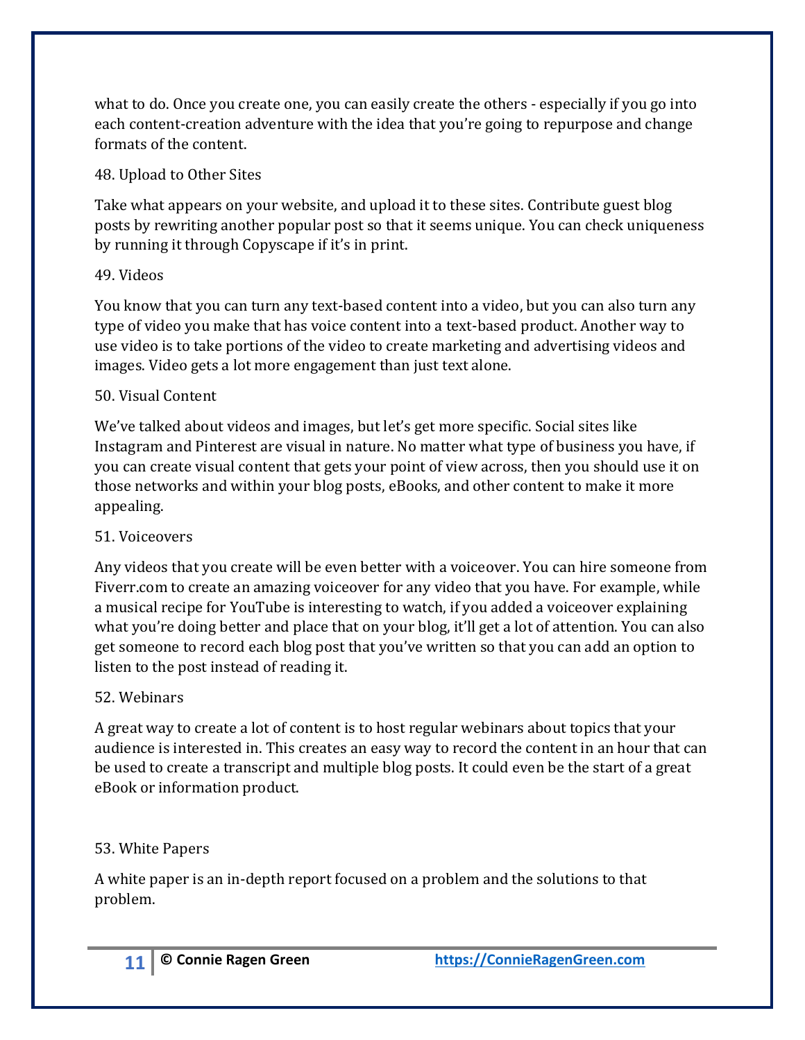what to do. Once you create one, you can easily create the others - especially if you go into each content-creation adventure with the idea that you're going to repurpose and change formats of the content.

48. Upload to Other Sites

Take what appears on your website, and upload it to these sites. Contribute guest blog posts by rewriting another popular post so that it seems unique. You can check uniqueness by running it through Copyscape if it's in print.

49. Videos

You know that you can turn any text-based content into a video, but you can also turn any type of video you make that has voice content into a text-based product. Another way to use video is to take portions of the video to create marketing and advertising videos and images. Video gets a lot more engagement than just text alone.

50. Visual Content

We've talked about videos and images, but let's get more specific. Social sites like Instagram and Pinterest are visual in nature. No matter what type of business you have, if you can create visual content that gets your point of view across, then you should use it on those networks and within your blog posts, eBooks, and other content to make it more appealing.

51. Voiceovers

Any videos that you create will be even better with a voiceover. You can hire someone from Fiverr.com to create an amazing voiceover for any video that you have. For example, while a musical recipe for YouTube is interesting to watch, if you added a voiceover explaining what you're doing better and place that on your blog, it'll get a lot of attention. You can also get someone to record each blog post that you've written so that you can add an option to listen to the post instead of reading it.

52. Webinars

A great way to create a lot of content is to host regular webinars about topics that your audience is interested in. This creates an easy way to record the content in an hour that can be used to create a transcript and multiple blog posts. It could even be the start of a great eBook or information product.

53. White Papers

A white paper is an in-depth report focused on a problem and the solutions to that problem.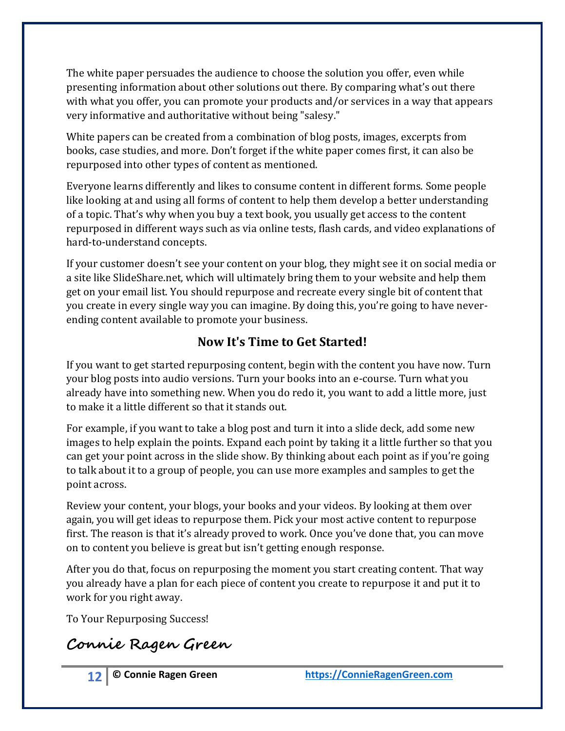The white paper persuades the audience to choose the solution you offer, even while presenting information about other solutions out there. By comparing what's out there with what you offer, you can promote your products and/or services in a way that appears very informative and authoritative without being "salesy."

White papers can be created from a combination of blog posts, images, excerpts from books, case studies, and more. Don't forget if the white paper comes first, it can also be repurposed into other types of content as mentioned.

Everyone learns differently and likes to consume content in different forms. Some people like looking at and using all forms of content to help them develop a better understanding of a topic. That's why when you buy a text book, you usually get access to the content repurposed in different ways such as via online tests, flash cards, and video explanations of hard-to-understand concepts.

If your customer doesn't see your content on your blog, they might see it on social media or a site like SlideShare.net, which will ultimately bring them to your website and help them get on your email list. You should repurpose and recreate every single bit of content that you create in every single way you can imagine. By doing this, you're going to have never-ending content available to promote your business.

## Now It's Time to Get Started!

If you want to get started repurposing content, begin with the content you have now. Turn your blog posts into audio versions. Turn your books into an e-course. Turn what you already have into something new. When you do redo it, you want to add a little more, just to make it a little different so that it stands out.

For example, if you want to take a blog post and turn it into a slide deck, add some new images to help explain the points. Expand each point by taking it a little further so that you can get your point across in the slide show. By thinking about each point as if you're going to talk about it to a group of people, you can use more examples and samples to get the point across.

Review your content, your blogs, your books and your videos. By looking at them over again, you will get ideas to repurpose them. Pick your most active content to repurpose first. The reason is that it's already proved to work. Once you've done that, you can move on to content you believe is great but isn't getting enough response.

After you do that, focus on repurposing the moment you start creating content. That way you already have a plan for each piece of content you create to repurpose it and put it to work for you right away.

To Your Repurposing Success!

**Connie Ragen Green**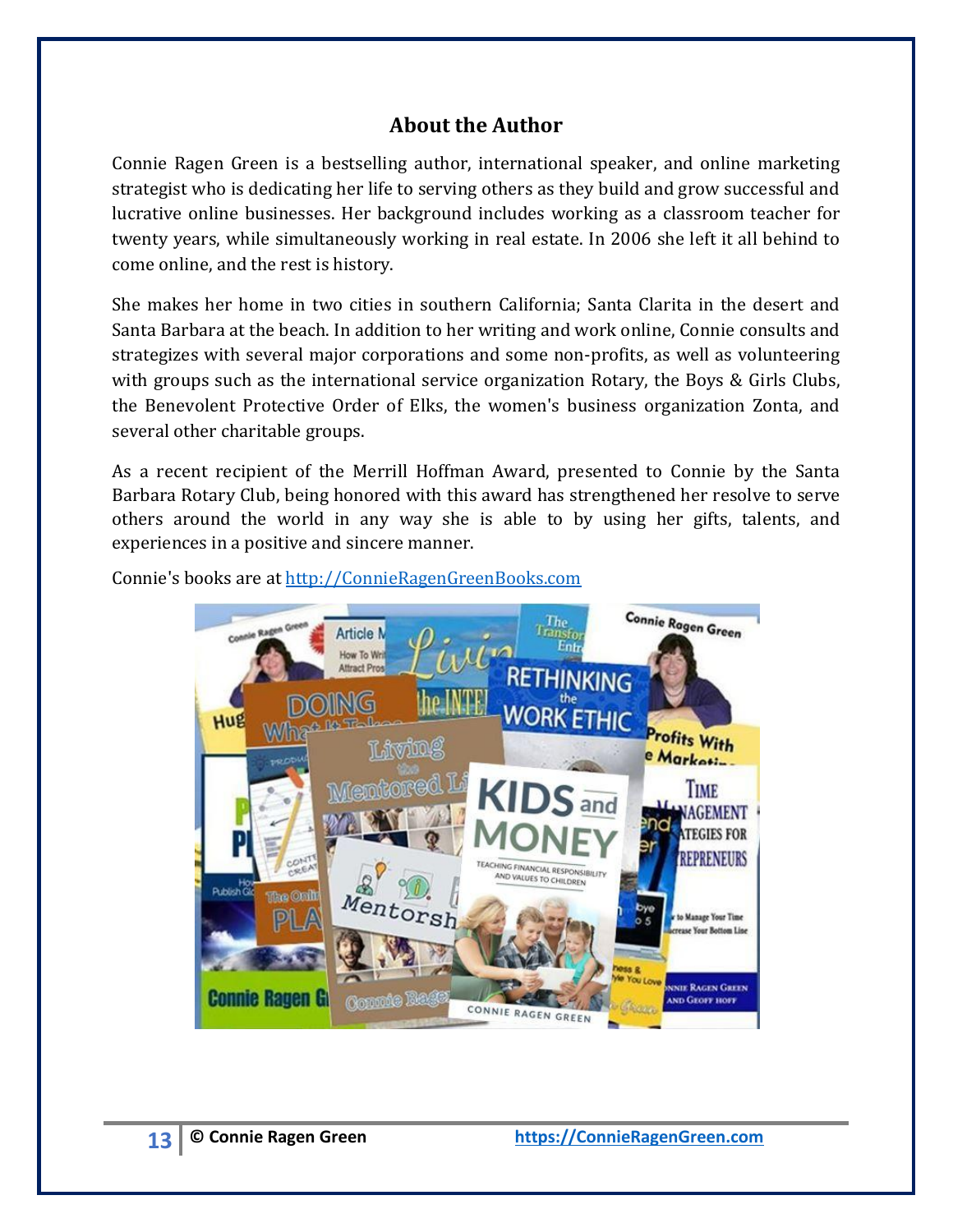## About the Author

Connie Ragen Green is a bestselling author, international speaker, and online marketing strategist who is dedicating her life to serving others as they build and grow successful and lucrative online businesses. Her background includes working as a classroom teacher for twenty years, while simultaneously working in real estate. In 2006 she left it all behind to come online, and the rest is history.

She makes her home in two cities in southern California; Santa Clarita in the desert and Santa Barbara at the beach. In addition to her writing and work online, Connie consults and strategizes with several major corporations and some non-profits, as well as volunteering with groups such as the international service organization Rotary, the Boys & Girls Clubs, the Benevolent Protective Order of Elks, the women's business organization Zonta, and several other charitable groups.

As a recent recipient of the Merrill Hoffman Award, presented to Connie by the Santa Barbara Rotary Club, being honored with this award has strengthened her resolve to serve others around the world in any way she is able to by using her gifts, talents, and experiences in a positive and sincere manner.

Connie's books are at [http://ConnieRagenGreenBooks.com](http://ConnieRagenGreenBooks.com)